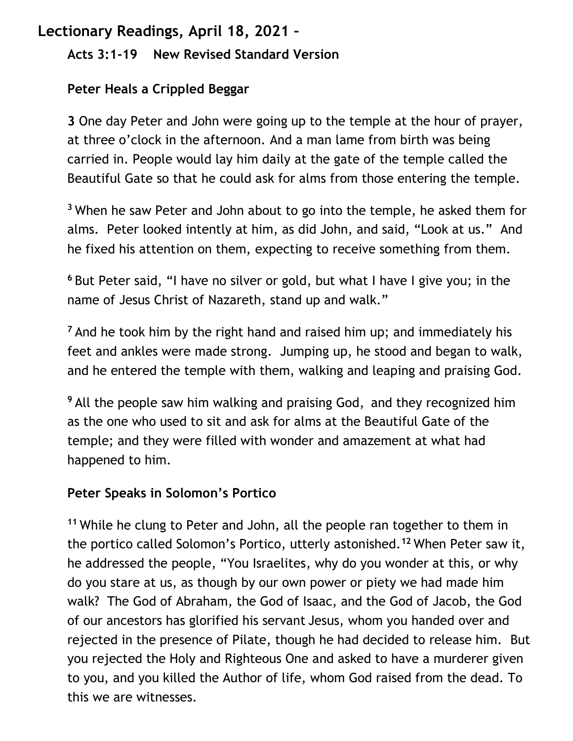# Lectionary Readings, April 18, 2021 –

## Acts 3:1-19 New Revised Standard Version

### Peter Heals a Crippled Beggar

**3** One day Peter and John were going up to the temple at the hour of prayer, at three o'clock in the afternoon. And a man lame from birth was being carried in. People would lay him daily at the gate of the temple called the Beautiful Gate so that he could ask for alms from those entering the temple.

[3] When he saw Peter and John about to go into the temple, he asked them for alms. Peter looked intently at him, as did John, and said, "Look at us." And he fixed his attention on them, expecting to receive something from them.

[6] But Peter said, "I have no silver or gold, but what I have I give you; in the name of Jesus Christ of Nazareth, stand up and walk."

[7] And he took him by the right hand and raised him up; and immediately his feet and ankles were made strong. Jumping up, he stood and began to walk, and he entered the temple with them, walking and leaping and praising God.

[9] All the people saw him walking and praising God, and they recognized him as the one who used to sit and ask for alms at the Beautiful Gate of the temple; and they were filled with wonder and amazement at what had happened to him.

### Peter Speaks in Solomon's Portico

[11] While he clung to Peter and John, all the people ran together to them in the portico called Solomon's Portico, utterly astonished.[12] When Peter saw it, he addressed the people, "You Israelites, why do you wonder at this, or why do you stare at us, as though by our own power or piety we had made him walk? The God of Abraham, the God of Isaac, and the God of Jacob, the God of our ancestors has glorified his servant Jesus, whom you handed over and rejected in the presence of Pilate, though he had decided to release him. But you rejected the Holy and Righteous One and asked to have a murderer given to you, and you killed the Author of life, whom God raised from the dead. To this we are witnesses.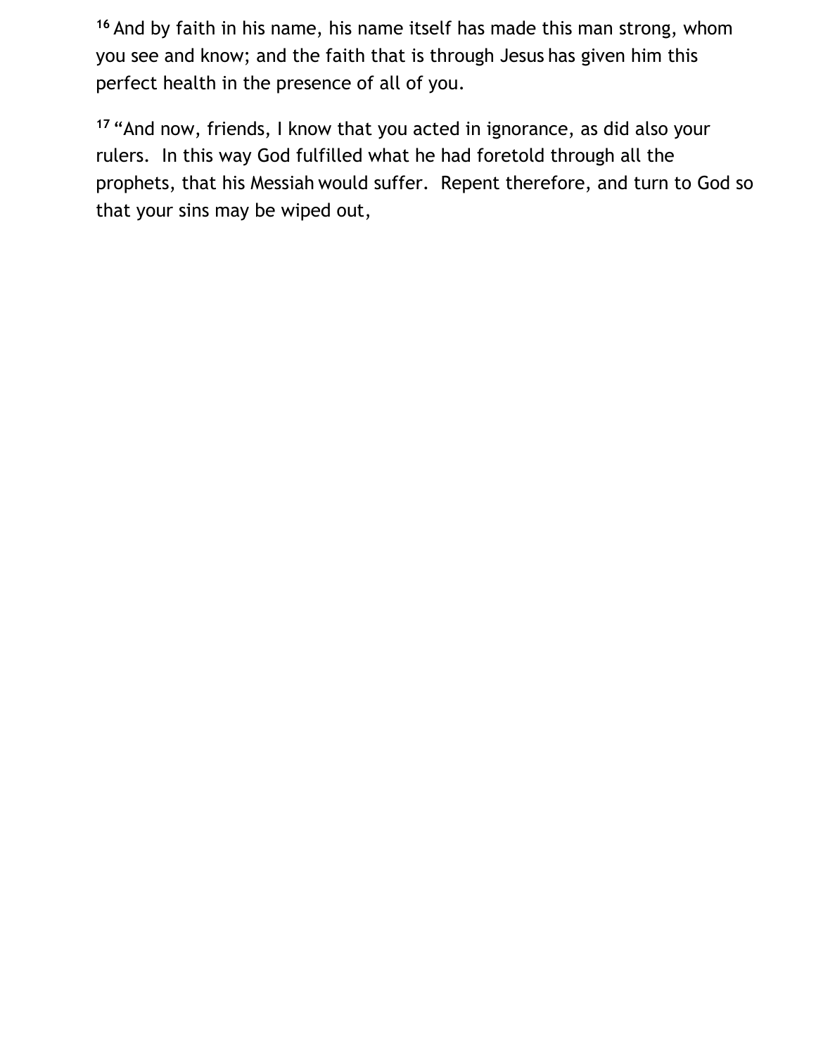[16] And by faith in his name, his name itself has made this man strong, whom you see and know; and the faith that is through Jesus has given him this perfect health in the presence of all of you.

[17] "And now, friends, I know that you acted in ignorance, as did also your rulers.  In this way God fulfilled what he had foretold through all the prophets, that his Messiah would suffer.  Repent therefore, and turn to God so that your sins may be wiped out,